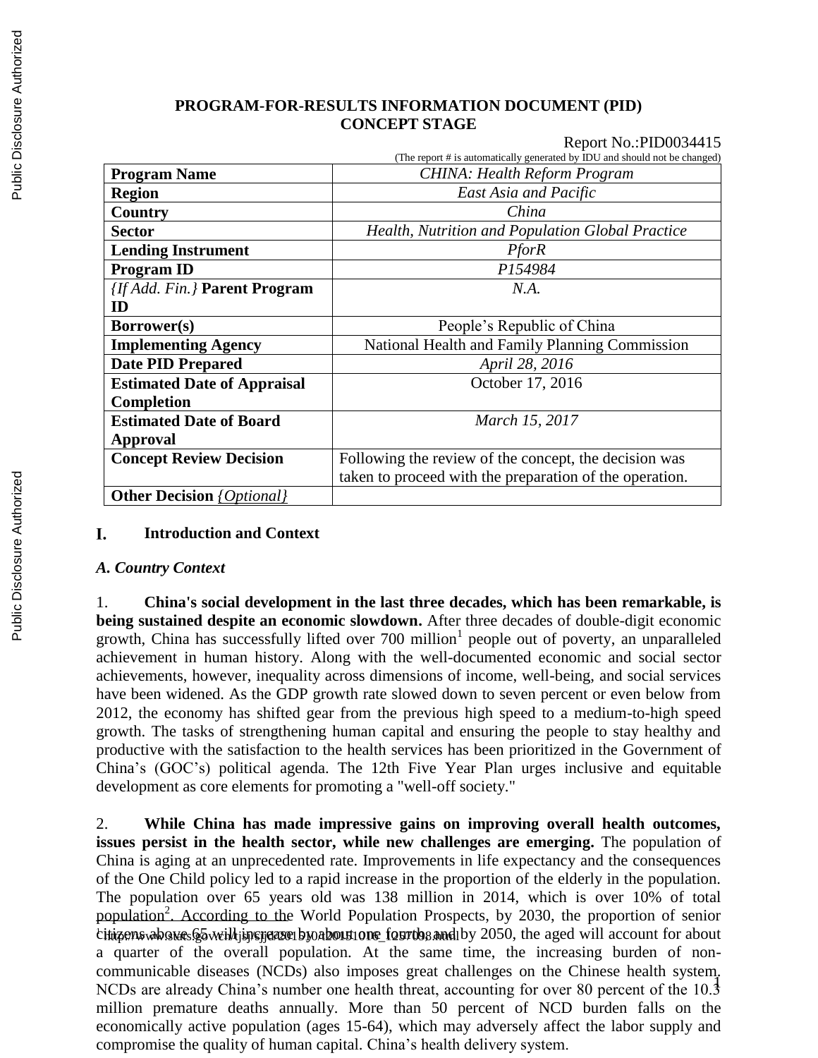# PROGRAM-FOR-RESULTS INFORMATION DOCUMENT (PID)
## CONCEPT STAGE

Report No.:PID0034415

(The report # is automatically generated by IDU and should not be changed)

| **Program Name** | *CHINA: Health Reform Program* |
|---|---|
| **Region** | *East Asia and Pacific* |
| **Country** | *China* |
| **Sector** | *Health, Nutrition and Population Global Practice* |
| **Lending Instrument** | *PforR* |
| **Program ID** | *P154984* |
| *{If Add. Fin.}* **Parent Program ID** | *N.A.* |
| **Borrower(s)** | People's Republic of China |
| **Implementing Agency** | National Health and Family Planning Commission |
| **Date PID Prepared** | *April 28, 2016* |
| **Estimated Date of Appraisal Completion** | October 17, 2016 |
| **Estimated Date of Board Approval** | *March 15, 2017* |
| **Concept Review Decision** | Following the review of the concept, the decision was taken to proceed with the preparation of the operation. |
| **Other Decision** *{Optional}* | |

## I. Introduction and Context

### *A. Country Context*

1. **China's social development in the last three decades, which has been remarkable, is being sustained despite an economic slowdown.** After three decades of double-digit economic growth, China has successfully lifted over 700 million[1] people out of poverty, an unparalleled achievement in human history. Along with the well-documented economic and social sector achievements, however, inequality across dimensions of income, well-being, and social services have been widened. As the GDP growth rate slowed down to seven percent or even below from 2012, the economy has shifted gear from the previous high speed to a medium-to-high speed growth. The tasks of strengthening human capital and ensuring the people to stay healthy and productive with the satisfaction to the health services has been prioritized in the Government of China's (GOC's) political agenda. The 12th Five Year Plan urges inclusive and equitable development as core elements for promoting a "well-off society."

2. **While China has made impressive gains on improving overall health outcomes, issues persist in the health sector, while new challenges are emerging.** The population of China is aging at an unprecedented rate. Improvements in life expectancy and the consequences of the One Child policy led to a rapid increase in the proportion of the elderly in the population. The population over 65 years old was 138 million in 2014, which is over 10% of total population[2]. According to the World Population Prospects, by 2030, the proportion of senior citizens above 65 will increase by about one fourth, and by 2050, the aged will account for about a quarter of the overall population. At the same time, the increasing burden of non-communicable diseases (NCDs) also imposes great challenges on the Chinese health system. NCDs are already China's number one health threat, accounting for over 80 percent of the 10.3 million premature deaths annually. More than 50 percent of NCD burden falls on the economically active population (ages 15-64), which may adversely affect the labor supply and compromise the quality of human capital. China's health delivery system.

[1] http://www.stats.gov.cn/tjsj/sjjd/201510/t20151016_1257098.html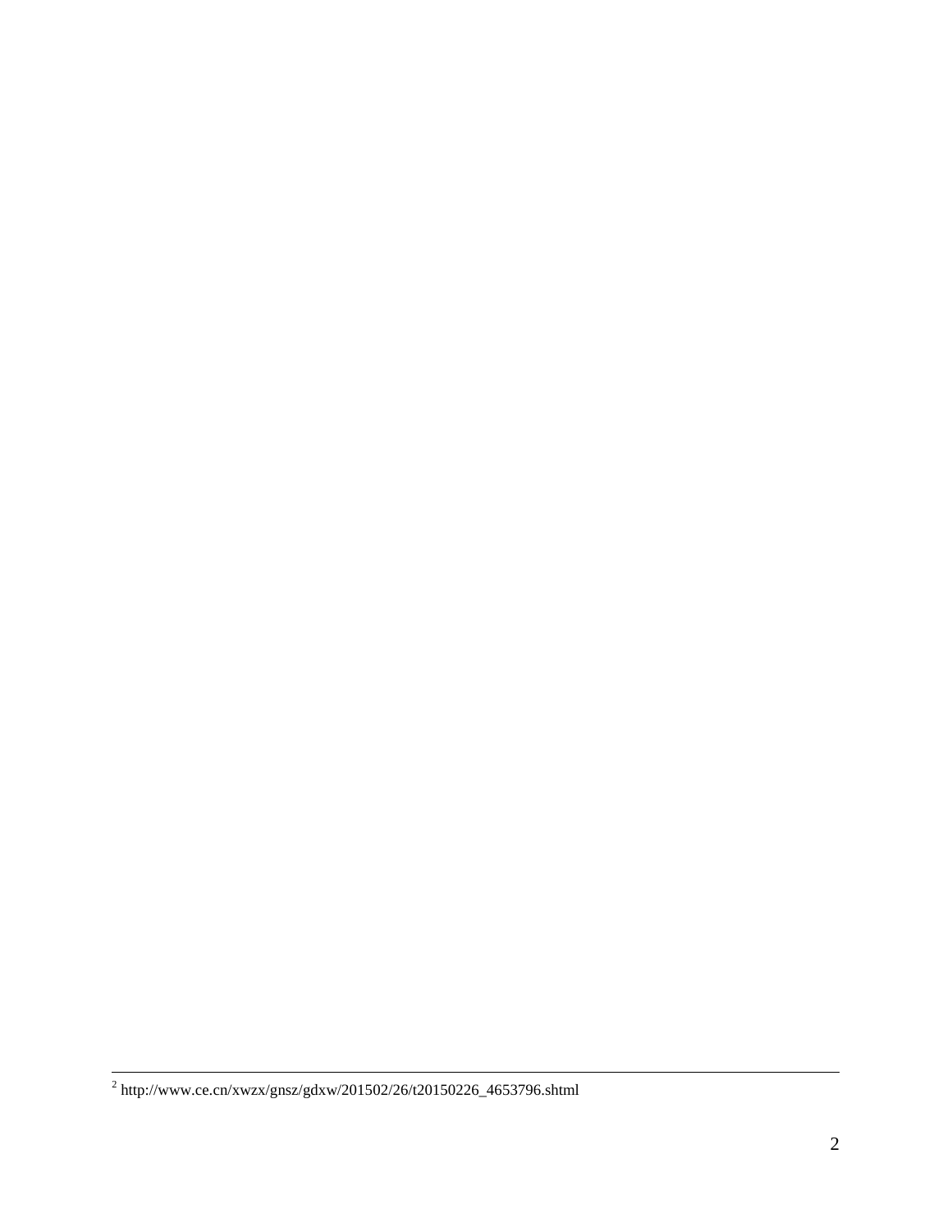[2] http://www.ce.cn/xwzx/gnsz/gdxw/201502/26/t20150226_4653796.shtml